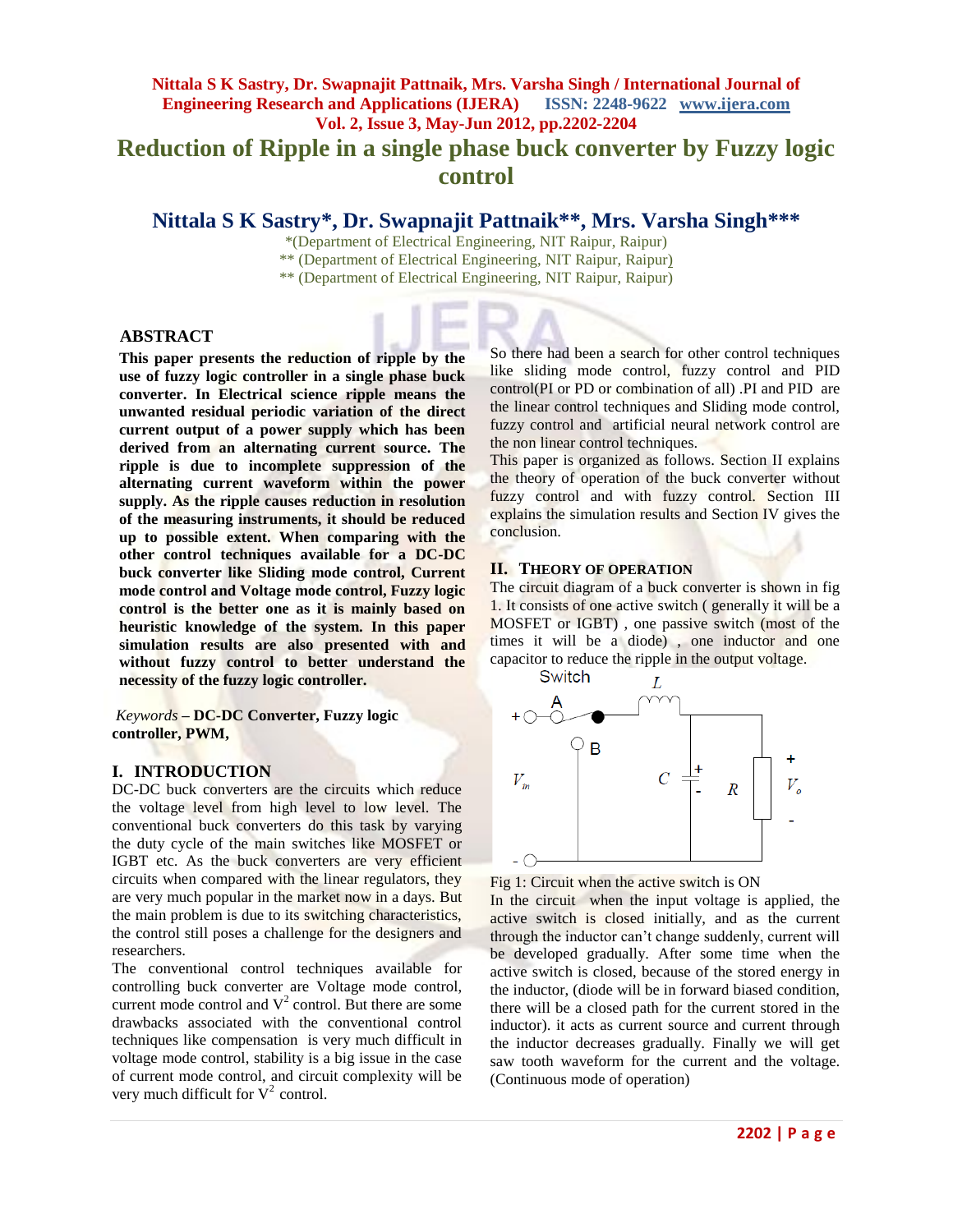# Reduction of Ripple in a single phase buck converter by Fuzzy logic control

## Nittala S K Sastry*, Dr. Swapnajit Pattnaik**, Mrs. Varsha Singh***

*(Department of Electrical Engineering, NIT Raipur, Raipur)
** (Department of Electrical Engineering, NIT Raipur, Raipur)
** (Department of Electrical Engineering, NIT Raipur, Raipur)

### ABSTRACT

**This paper presents the reduction of ripple by the use of fuzzy logic controller in a single phase buck converter. In Electrical science ripple means the unwanted residual periodic variation of the direct current output of a power supply which has been derived from an alternating current source. The ripple is due to incomplete suppression of the alternating current waveform within the power supply. As the ripple causes reduction in resolution of the measuring instruments, it should be reduced up to possible extent. When comparing with the other control techniques available for a DC-DC buck converter like Sliding mode control, Current mode control and Voltage mode control, Fuzzy logic control is the better one as it is mainly based on heuristic knowledge of the system. In this paper simulation results are also presented with and without fuzzy control to better understand the necessity of the fuzzy logic controller.**

*Keywords* – **DC-DC Converter, Fuzzy logic controller, PWM,**

### I. INTRODUCTION

DC-DC buck converters are the circuits which reduce the voltage level from high level to low level. The conventional buck converters do this task by varying the duty cycle of the main switches like MOSFET or IGBT etc. As the buck converters are very efficient circuits when compared with the linear regulators, they are very much popular in the market now a days. But the main problem is due to its switching characteristics, the control still poses a challenge for the designers and researchers.

The conventional control techniques available for controlling buck converter are Voltage mode control, current mode control and $V^2$ control. But there are some drawbacks associated with the conventional control techniques like compensation is very much difficult in voltage mode control, stability is a big issue in the case of current mode control, and circuit complexity will be very much difficult for $V^2$ control.

So there had been a search for other control techniques like sliding mode control, fuzzy control and PID control(PI or PD or combination of all) .PI and PID are the linear control techniques and Sliding mode control, fuzzy control and artificial neural network control are the non linear control techniques.

This paper is organized as follows. Section II explains the theory of operation of the buck converter without fuzzy control and with fuzzy control. Section III explains the simulation results and Section IV gives the conclusion.

### II. THEORY OF OPERATION

The circuit diagram of a buck converter is shown in fig 1. It consists of one active switch ( generally it will be a MOSFET or IGBT) , one passive switch (most of the times it will be a diode) , one inductor and one capacitor to reduce the ripple in the output voltage.

Fig 1: Circuit when the active switch is ON

In the circuit when the input voltage is applied, the active switch is closed initially, and as the current through the inductor can't change suddenly, current will be developed gradually. After some time when the active switch is closed, because of the stored energy in the inductor, (diode will be in forward biased condition, there will be a closed path for the current stored in the inductor). it acts as current source and current through the inductor decreases gradually. Finally we will get saw tooth waveform for the current and the voltage. (Continuous mode of operation)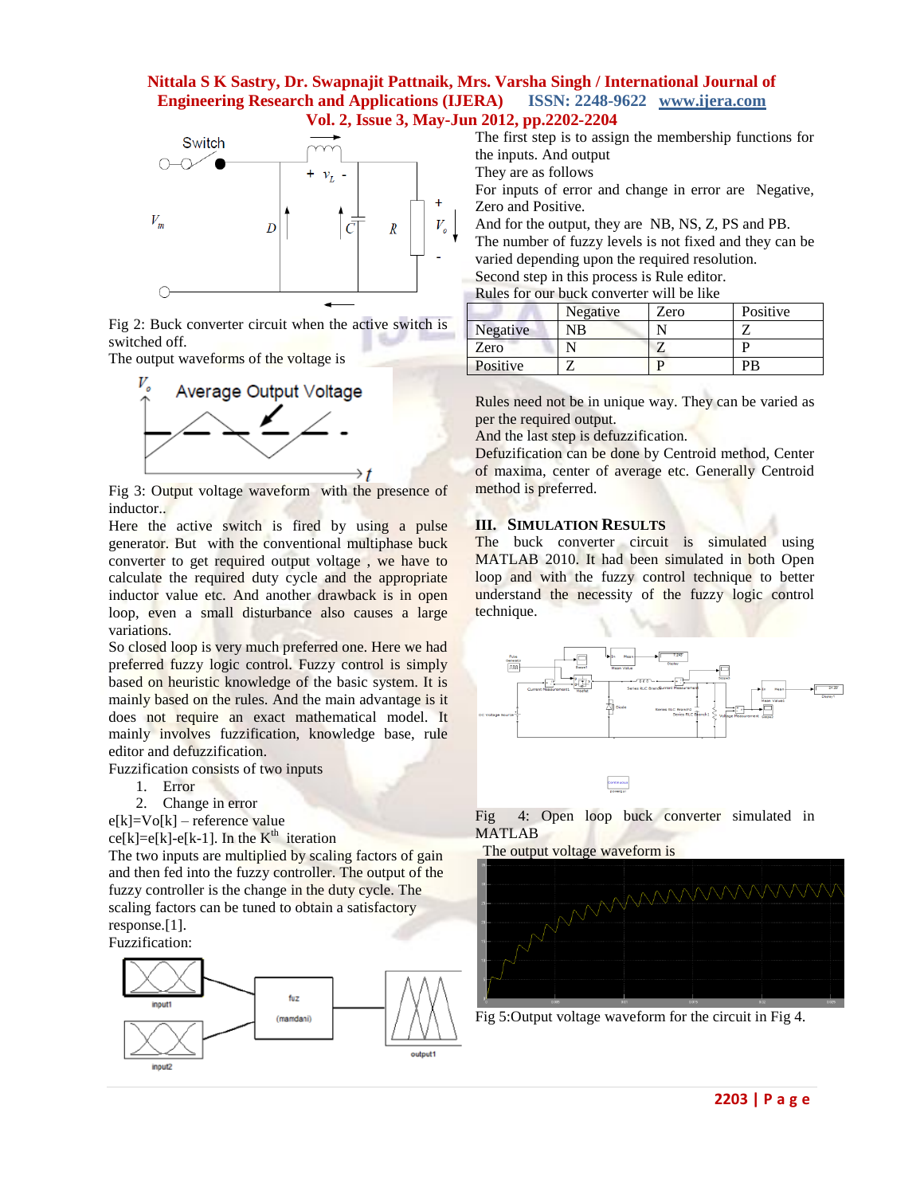Fig 2: Buck converter circuit when the active switch is switched off.

The output waveforms of the voltage is

Fig 3: Output voltage waveform with the presence of inductor..

Here the active switch is fired by using a pulse generator. But with the conventional multiphase buck converter to get required output voltage , we have to calculate the required duty cycle and the appropriate inductor value etc. And another drawback is in open loop, even a small disturbance also causes a large variations.

So closed loop is very much preferred one. Here we had preferred fuzzy logic control. Fuzzy control is simply based on heuristic knowledge of the basic system. It is mainly based on the rules. And the main advantage is it does not require an exact mathematical model. It mainly involves fuzzification, knowledge base, rule editor and defuzzification.

Fuzzification consists of two inputs

1. Error
2. Change in error

e[k]=Vo[k] – reference value

ce[k]=e[k]-e[k-1]. In the $K^{th}$ iteration

The two inputs are multiplied by scaling factors of gain and then fed into the fuzzy controller. The output of the fuzzy controller is the change in the duty cycle. The scaling factors can be tuned to obtain a satisfactory response.[1].

Fuzzification:

The first step is to assign the membership functions for the inputs. And output

They are as follows

For inputs of error and change in error are Negative, Zero and Positive.

And for the output, they are NB, NS, Z, PS and PB.

The number of fuzzy levels is not fixed and they can be varied depending upon the required resolution.

Second step in this process is Rule editor.

Rules for our buck converter will be like

| | Negative | Zero | Positive |
|---|---|---|---|
| Negative | NB | N | Z |
| Zero | N | Z | P |
| Positive | Z | P | PB |

Rules need not be in unique way. They can be varied as per the required output.

And the last step is defuzzification.

Defuzzification can be done by Centroid method, Center of maxima, center of average etc. Generally Centroid method is preferred.

## III. Simulation Results

The buck converter circuit is simulated using MATLAB 2010. It had been simulated in both Open loop and with the fuzzy control technique to better understand the necessity of the fuzzy logic control technique.

Fig 4: Open loop buck converter simulated in MATLAB

The output voltage waveform is

Fig 5:Output voltage waveform for the circuit in Fig 4.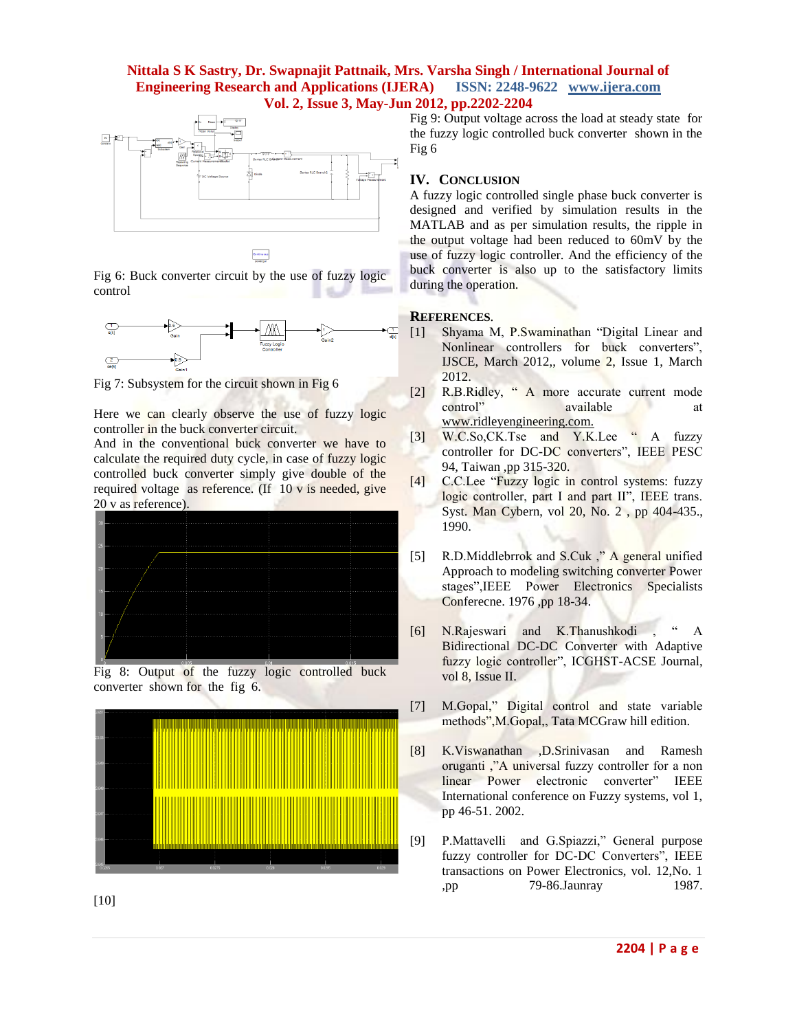Fig 6: Buck converter circuit by the use of fuzzy logic control

Fig 7: Subsystem for the circuit shown in Fig 6

Here we can clearly observe the use of fuzzy logic controller in the buck converter circuit.
And in the conventional buck converter we have to calculate the required duty cycle, in case of fuzzy logic controlled buck converter simply give double of the required voltage as reference. (If 10 v is needed, give 20 v as reference).

Fig 8: Output of the fuzzy logic controlled buck converter shown for the fig 6.

[10]

Fig 9: Output voltage across the load at steady state for the fuzzy logic controlled buck converter shown in the Fig 6

## IV. CONCLUSION

A fuzzy logic controlled single phase buck converter is designed and verified by simulation results in the MATLAB and as per simulation results, the ripple in the output voltage had been reduced to 60mV by the use of fuzzy logic controller. And the efficiency of the buck converter is also up to the satisfactory limits during the operation.

## REFERENCES.

[1] Shyama M, P.Swaminathan "Digital Linear and Nonlinear controllers for buck converters", IJSCE, March 2012,, volume 2, Issue 1, March 2012.

[2] R.B.Ridley, " A more accurate current mode control" available at www.ridleyengineering.com.

[3] W.C.So,CK.Tse and Y.K.Lee " A fuzzy controller for DC-DC converters", IEEE PESC 94, Taiwan ,pp 315-320.

[4] C.C.Lee "Fuzzy logic in control systems: fuzzy logic controller, part I and part II", IEEE trans. Syst. Man Cybern, vol 20, No. 2 , pp 404-435., 1990.

[5] R.D.Middlebrrok and S.Cuk ," A general unified Approach to modeling switching converter Power stages",IEEE Power Electronics Specialists Conferecne. 1976 ,pp 18-34.

[6] N.Rajeswari and K.Thanushkodi , " A Bidirectional DC-DC Converter with Adaptive fuzzy logic controller", ICGHST-ACSE Journal, vol 8, Issue II.

[7] M.Gopal," Digital control and state variable methods",M.Gopal,, Tata MCGraw hill edition.

[8] K.Viswanathan ,D.Srinivasan and Ramesh oruganti ,"A universal fuzzy controller for a non linear Power electronic converter" IEEE International conference on Fuzzy systems, vol 1, pp 46-51. 2002.

[9] P.Mattavelli and G.Spiazzi," General purpose fuzzy controller for DC-DC Converters", IEEE transactions on Power Electronics, vol. 12,No. 1 ,pp 79-86.Jaunray 1987.